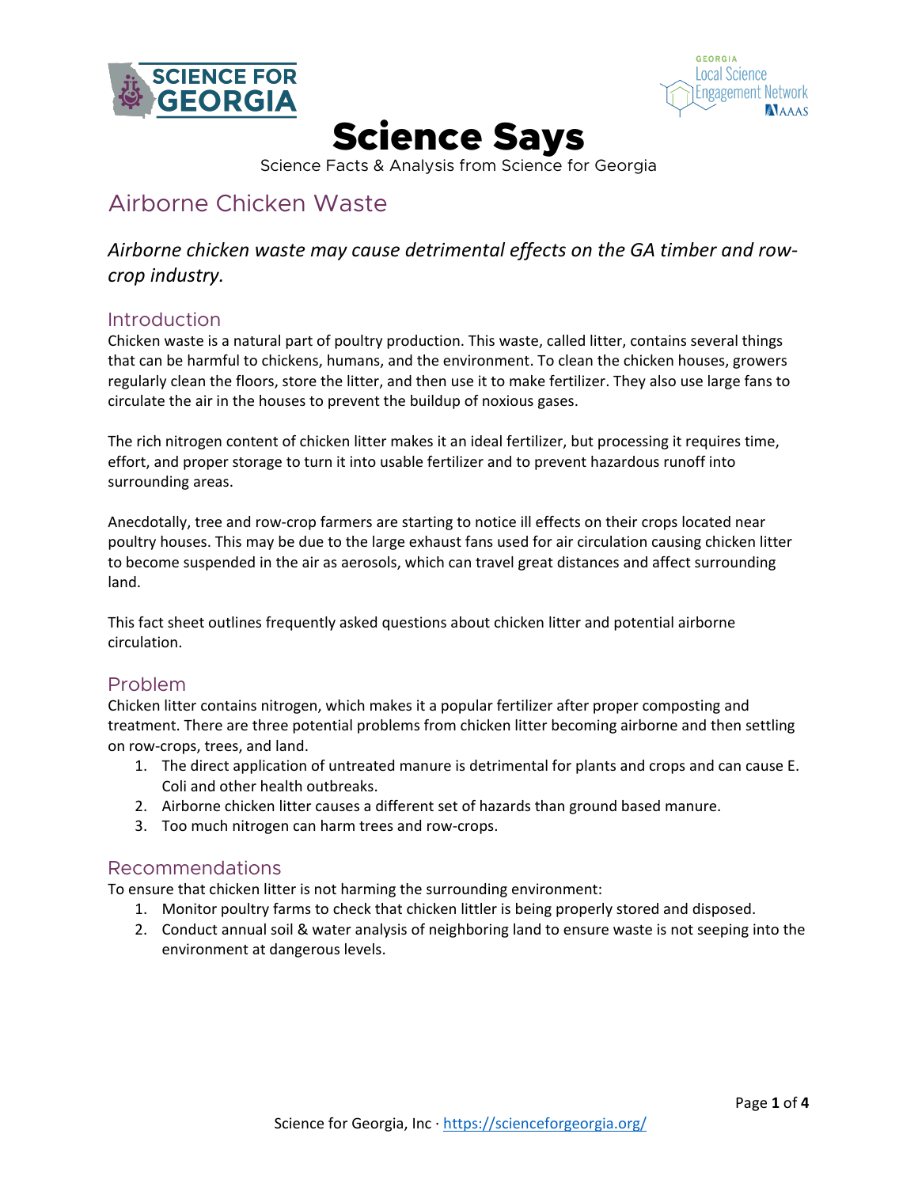# Science Says

Science Facts & Analysis from Science for Georgia

## Airborne Chicken Waste

*Airborne chicken waste may cause detrimental effects on the GA timber and row-crop industry.*

### Introduction

Chicken waste is a natural part of poultry production. This waste, called litter, contains several things that can be harmful to chickens, humans, and the environment. To clean the chicken houses, growers regularly clean the floors, store the litter, and then use it to make fertilizer. They also use large fans to circulate the air in the houses to prevent the buildup of noxious gases.

The rich nitrogen content of chicken litter makes it an ideal fertilizer, but processing it requires time, effort, and proper storage to turn it into usable fertilizer and to prevent hazardous runoff into surrounding areas.

Anecdotally, tree and row-crop farmers are starting to notice ill effects on their crops located near poultry houses. This may be due to the large exhaust fans used for air circulation causing chicken litter to become suspended in the air as aerosols, which can travel great distances and affect surrounding land.

This fact sheet outlines frequently asked questions about chicken litter and potential airborne circulation.

### Problem

Chicken litter contains nitrogen, which makes it a popular fertilizer after proper composting and treatment. There are three potential problems from chicken litter becoming airborne and then settling on row-crops, trees, and land.

1. The direct application of untreated manure is detrimental for plants and crops and can cause E. Coli and other health outbreaks.
2. Airborne chicken litter causes a different set of hazards than ground based manure.
3. Too much nitrogen can harm trees and row-crops.

### Recommendations

To ensure that chicken litter is not harming the surrounding environment:

1. Monitor poultry farms to check that chicken littler is being properly stored and disposed.
2. Conduct annual soil & water analysis of neighboring land to ensure waste is not seeping into the environment at dangerous levels.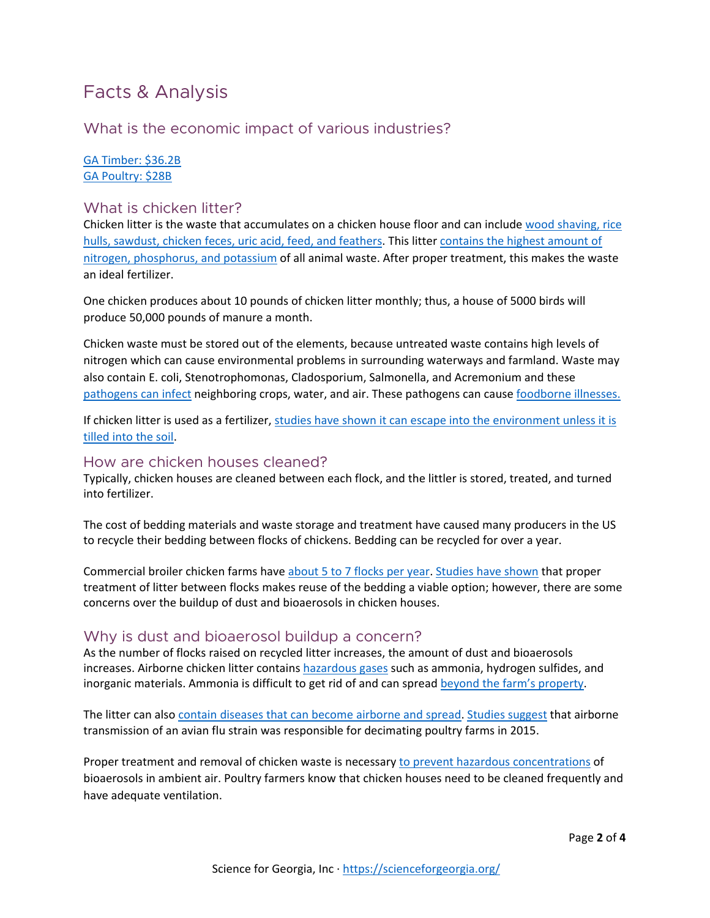# Facts & Analysis

## What is the economic impact of various industries?

GA Timber: $36.2B
GA Poultry: $28B

## What is chicken litter?

Chicken litter is the waste that accumulates on a chicken house floor and can include wood shaving, rice hulls, sawdust, chicken feces, uric acid, feed, and feathers. This litter contains the highest amount of nitrogen, phosphorus, and potassium of all animal waste. After proper treatment, this makes the waste an ideal fertilizer.

One chicken produces about 10 pounds of chicken litter monthly; thus, a house of 5000 birds will produce 50,000 pounds of manure a month.

Chicken waste must be stored out of the elements, because untreated waste contains high levels of nitrogen which can cause environmental problems in surrounding waterways and farmland. Waste may also contain E. coli, Stenotrophomonas, Cladosporium, Salmonella, and Acremonium and these pathogens can infect neighboring crops, water, and air. These pathogens can cause foodborne illnesses.

If chicken litter is used as a fertilizer, studies have shown it can escape into the environment unless it is tilled into the soil.

## How are chicken houses cleaned?

Typically, chicken houses are cleaned between each flock, and the littler is stored, treated, and turned into fertilizer.

The cost of bedding materials and waste storage and treatment have caused many producers in the US to recycle their bedding between flocks of chickens. Bedding can be recycled for over a year.

Commercial broiler chicken farms have about 5 to 7 flocks per year. Studies have shown that proper treatment of litter between flocks makes reuse of the bedding a viable option; however, there are some concerns over the buildup of dust and bioaerosols in chicken houses.

## Why is dust and bioaerosol buildup a concern?

As the number of flocks raised on recycled litter increases, the amount of dust and bioaerosols increases. Airborne chicken litter contains hazardous gases such as ammonia, hydrogen sulfides, and inorganic materials. Ammonia is difficult to get rid of and can spread beyond the farm's property.

The litter can also contain diseases that can become airborne and spread. Studies suggest that airborne transmission of an avian flu strain was responsible for decimating poultry farms in 2015.

Proper treatment and removal of chicken waste is necessary to prevent hazardous concentrations of bioaerosols in ambient air. Poultry farmers know that chicken houses need to be cleaned frequently and have adequate ventilation.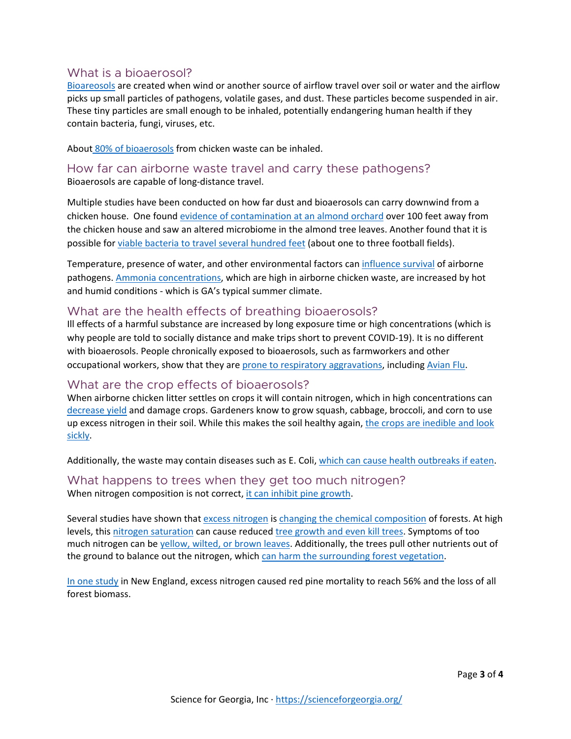## What is a bioaerosol?

Bioareosols are created when wind or another source of airflow travel over soil or water and the airflow picks up small particles of pathogens, volatile gases, and dust. These particles become suspended in air. These tiny particles are small enough to be inhaled, potentially endangering human health if they contain bacteria, fungi, viruses, etc.

About 80% of bioaerosols from chicken waste can be inhaled.

## How far can airborne waste travel and carry these pathogens?

Bioaerosols are capable of long-distance travel.

Multiple studies have been conducted on how far dust and bioaerosols can carry downwind from a chicken house. One found evidence of contamination at an almond orchard over 100 feet away from the chicken house and saw an altered microbiome in the almond tree leaves. Another found that it is possible for viable bacteria to travel several hundred feet (about one to three football fields).

Temperature, presence of water, and other environmental factors can influence survival of airborne pathogens. Ammonia concentrations, which are high in airborne chicken waste, are increased by hot and humid conditions - which is GA's typical summer climate.

## What are the health effects of breathing bioaerosols?

Ill effects of a harmful substance are increased by long exposure time or high concentrations (which is why people are told to socially distance and make trips short to prevent COVID-19). It is no different with bioaerosols. People chronically exposed to bioaerosols, such as farmworkers and other occupational workers, show that they are prone to respiratory aggravations, including Avian Flu.

## What are the crop effects of bioaerosols?

When airborne chicken litter settles on crops it will contain nitrogen, which in high concentrations can decrease yield and damage crops. Gardeners know to grow squash, cabbage, broccoli, and corn to use up excess nitrogen in their soil. While this makes the soil healthy again, the crops are inedible and look sickly.

Additionally, the waste may contain diseases such as E. Coli, which can cause health outbreaks if eaten.

## What happens to trees when they get too much nitrogen?

When nitrogen composition is not correct, it can inhibit pine growth.

Several studies have shown that excess nitrogen is changing the chemical composition of forests. At high levels, this nitrogen saturation can cause reduced tree growth and even kill trees. Symptoms of too much nitrogen can be yellow, wilted, or brown leaves. Additionally, the trees pull other nutrients out of the ground to balance out the nitrogen, which can harm the surrounding forest vegetation.

In one study in New England, excess nitrogen caused red pine mortality to reach 56% and the loss of all forest biomass.

Science for Georgia, Inc · https://scienceforgeorgia.org/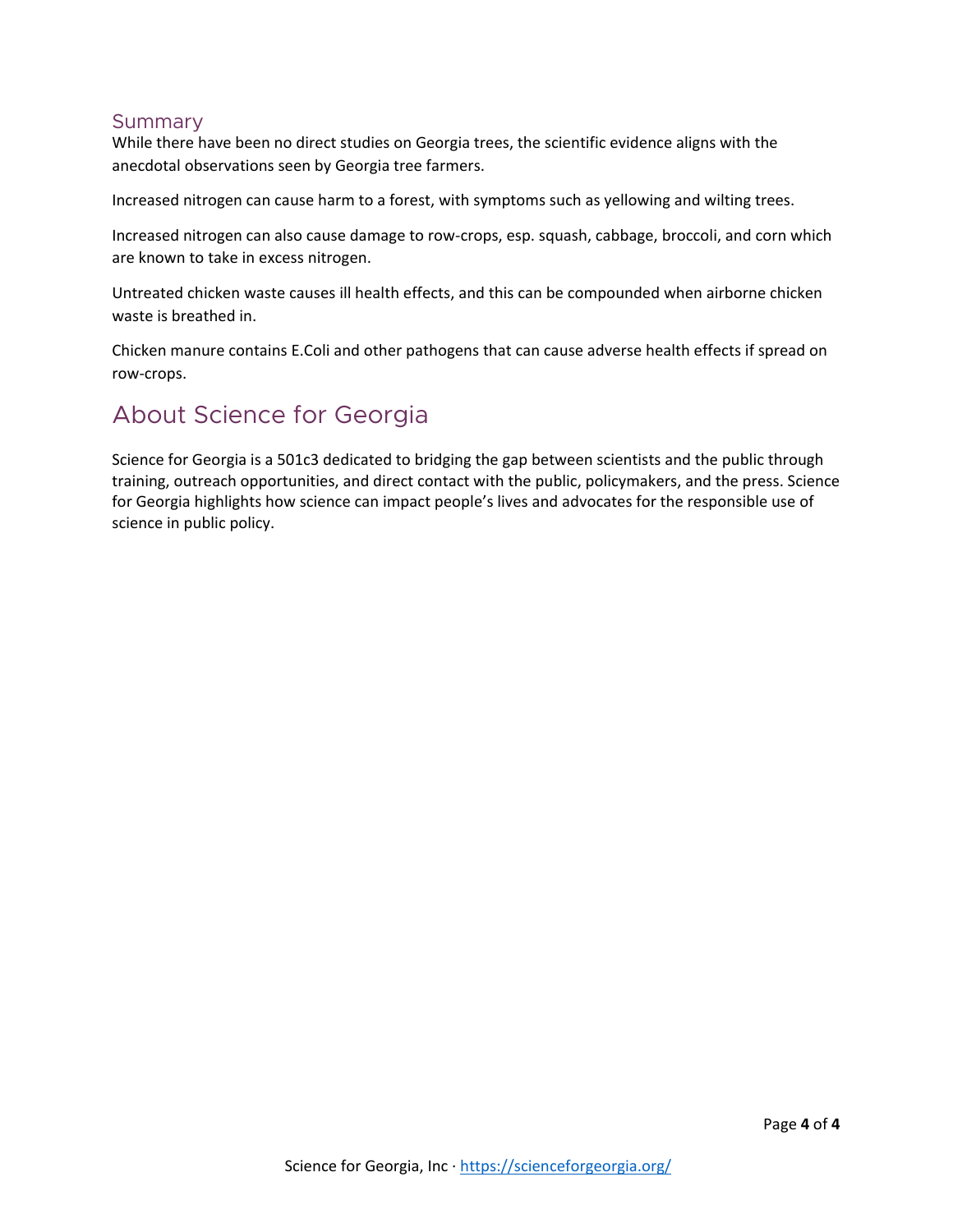### Summary

While there have been no direct studies on Georgia trees, the scientific evidence aligns with the anecdotal observations seen by Georgia tree farmers.

Increased nitrogen can cause harm to a forest, with symptoms such as yellowing and wilting trees.

Increased nitrogen can also cause damage to row-crops, esp. squash, cabbage, broccoli, and corn which are known to take in excess nitrogen.

Untreated chicken waste causes ill health effects, and this can be compounded when airborne chicken waste is breathed in.

Chicken manure contains E.Coli and other pathogens that can cause adverse health effects if spread on row-crops.

## About Science for Georgia

Science for Georgia is a 501c3 dedicated to bridging the gap between scientists and the public through training, outreach opportunities, and direct contact with the public, policymakers, and the press. Science for Georgia highlights how science can impact people's lives and advocates for the responsible use of science in public policy.